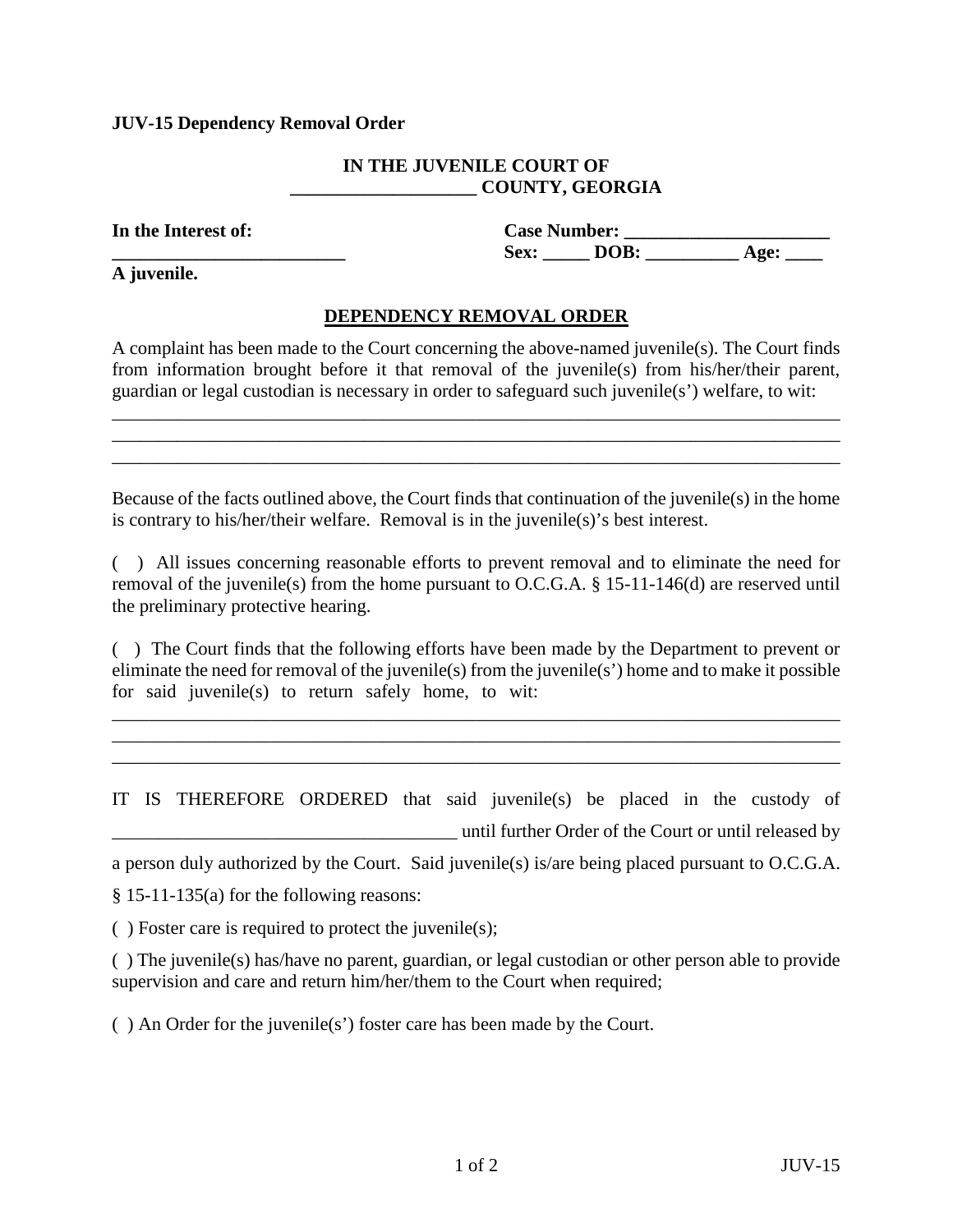**JUV-15 Dependency Removal Order**

**IN THE JUVENILE COURT OF**
**____________________ COUNTY, GEORGIA**

**In the Interest of:**
**__________________________**
**A juvenile.**

**Case Number: ______________________**
**Sex: _____ DOB: __________ Age: ____**

**DEPENDENCY REMOVAL ORDER**

A complaint has been made to the Court concerning the above-named juvenile(s). The Court finds from information brought before it that removal of the juvenile(s) from his/her/their parent, guardian or legal custodian is necessary in order to safeguard such juvenile(s') welfare, to wit:

________________________________________________________________________________
________________________________________________________________________________
________________________________________________________________________________

Because of the facts outlined above, the Court finds that continuation of the juvenile(s) in the home is contrary to his/her/their welfare. Removal is in the juvenile(s)'s best interest.

( ) All issues concerning reasonable efforts to prevent removal and to eliminate the need for removal of the juvenile(s) from the home pursuant to O.C.G.A. § 15-11-146(d) are reserved until the preliminary protective hearing.

( ) The Court finds that the following efforts have been made by the Department to prevent or eliminate the need for removal of the juvenile(s) from the juvenile(s') home and to make it possible for said juvenile(s) to return safely home, to wit:

________________________________________________________________________________
________________________________________________________________________________
________________________________________________________________________________

IT IS THEREFORE ORDERED that said juvenile(s) be placed in the custody of ______________________________________ until further Order of the Court or until released by a person duly authorized by the Court. Said juvenile(s) is/are being placed pursuant to O.C.G.A. § 15-11-135(a) for the following reasons:

( ) Foster care is required to protect the juvenile(s);

( ) The juvenile(s) has/have no parent, guardian, or legal custodian or other person able to provide supervision and care and return him/her/them to the Court when required;

( ) An Order for the juvenile(s') foster care has been made by the Court.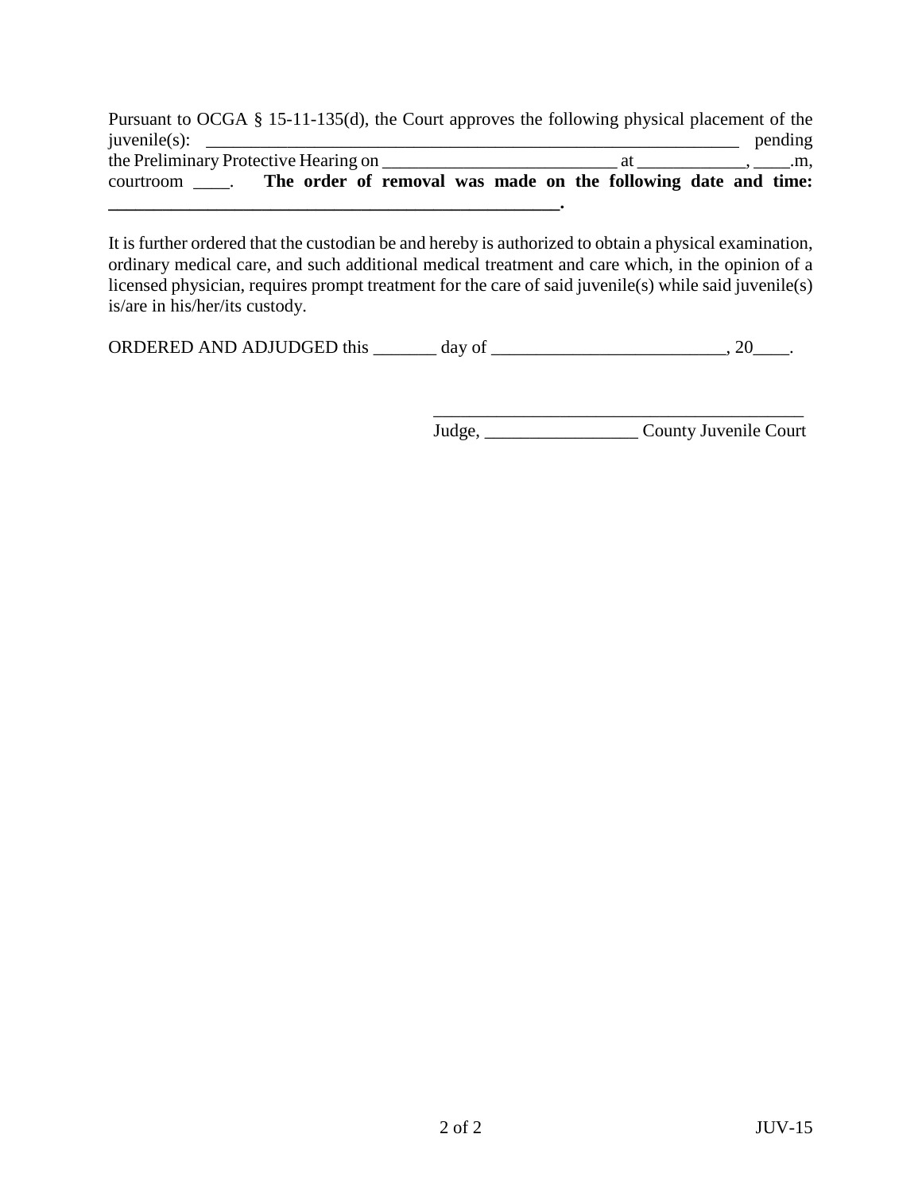Pursuant to OCGA § 15-11-135(d), the Court approves the following physical placement of the juvenile(s): ______________________________________________________________ pending the Preliminary Protective Hearing on __________________________ at ____________, ____.m, courtroom ____. **The order of removal was made on the following date and time: ___________________________________________________.**

It is further ordered that the custodian be and hereby is authorized to obtain a physical examination, ordinary medical care, and such additional medical treatment and care which, in the opinion of a licensed physician, requires prompt treatment for the care of said juvenile(s) while said juvenile(s) is/are in his/her/its custody.

ORDERED AND ADJUDGED this _______ day of _________________________, 20____.

__________________________________________
Judge, _________________ County Juvenile Court